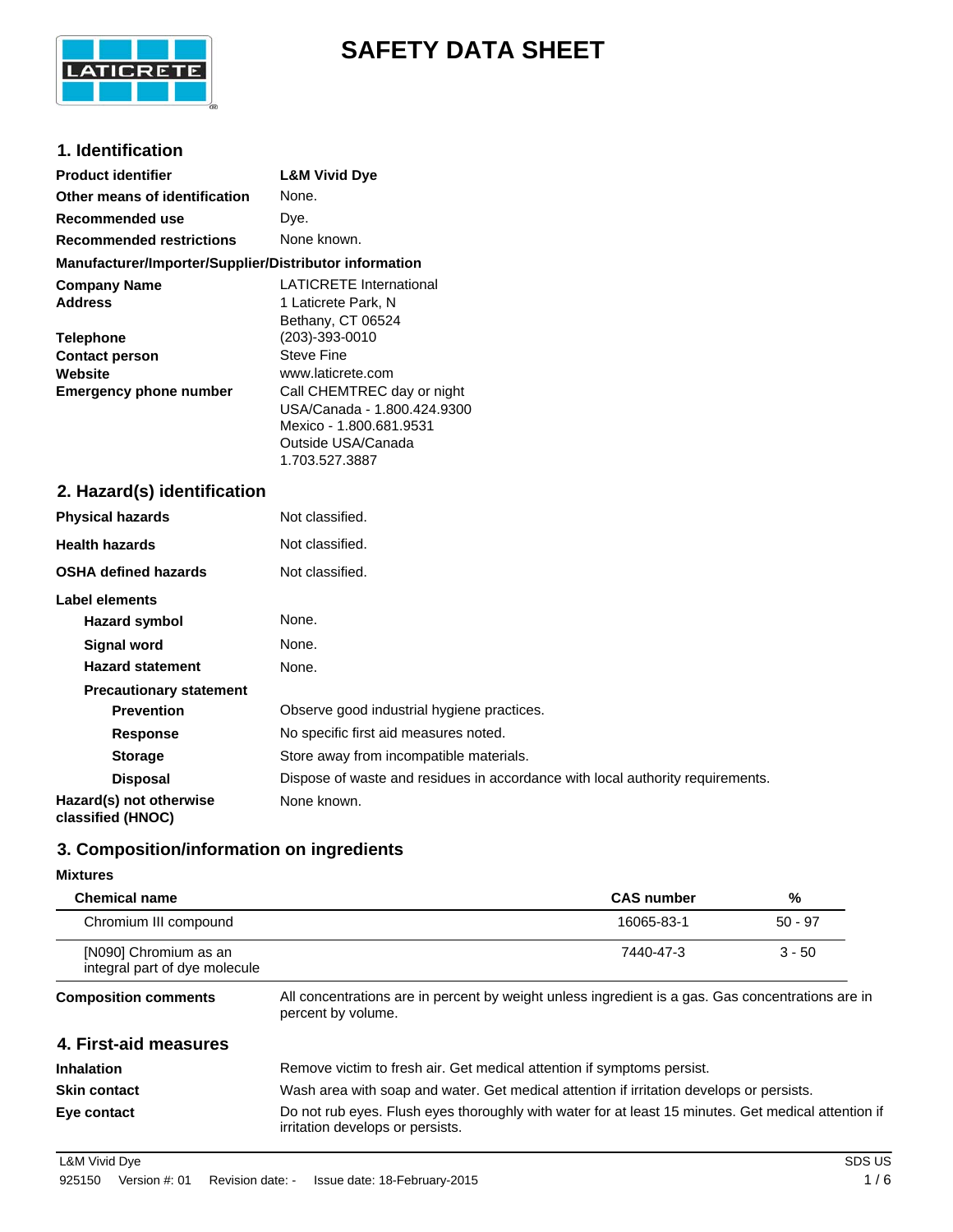# SAFETY DATA SHEET

## 1. Identification

| | |
|---|---|
| **Product identifier** | **L&M Vivid Dye** |
| **Other means of identification** | None. |
| **Recommended use** | Dye. |
| **Recommended restrictions** | None known. |

**Manufacturer/Importer/Supplier/Distributor information**

| | |
|---|---|
| **Company Name** | LATICRETE International |
| **Address** | 1 Laticrete Park, N<br>Bethany, CT 06524 |
| **Telephone** | (203)-393-0010 |
| **Contact person** | Steve Fine |
| **Website** | www.laticrete.com |
| **Emergency phone number** | Call CHEMTREC day or night<br>USA/Canada - 1.800.424.9300<br>Mexico - 1.800.681.9531<br>Outside USA/Canada<br>1.703.527.3887 |

## 2. Hazard(s) identification

| | |
|---|---|
| **Physical hazards** | Not classified. |
| **Health hazards** | Not classified. |
| **OSHA defined hazards** | Not classified. |

**Label elements**

| | |
|---|---|
| **Hazard symbol** | None. |
| **Signal word** | None. |
| **Hazard statement** | None. |

**Precautionary statement**

| | |
|---|---|
| **Prevention** | Observe good industrial hygiene practices. |
| **Response** | No specific first aid measures noted. |
| **Storage** | Store away from incompatible materials. |
| **Disposal** | Dispose of waste and residues in accordance with local authority requirements. |
| **Hazard(s) not otherwise classified (HNOC)** | None known. |

## 3. Composition/information on ingredients

**Mixtures**

| Chemical name | CAS number | % |
|---|---|---|
| Chromium III compound | 16065-83-1 | 50 - 97 |
| [N090] Chromium as an integral part of dye molecule | 7440-47-3 | 3 - 50 |

**Composition comments** All concentrations are in percent by weight unless ingredient is a gas. Gas concentrations are in percent by volume.

## 4. First-aid measures

| | |
|---|---|
| **Inhalation** | Remove victim to fresh air. Get medical attention if symptoms persist. |
| **Skin contact** | Wash area with soap and water. Get medical attention if irritation develops or persists. |
| **Eye contact** | Do not rub eyes. Flush eyes thoroughly with water for at least 15 minutes. Get medical attention if irritation develops or persists. |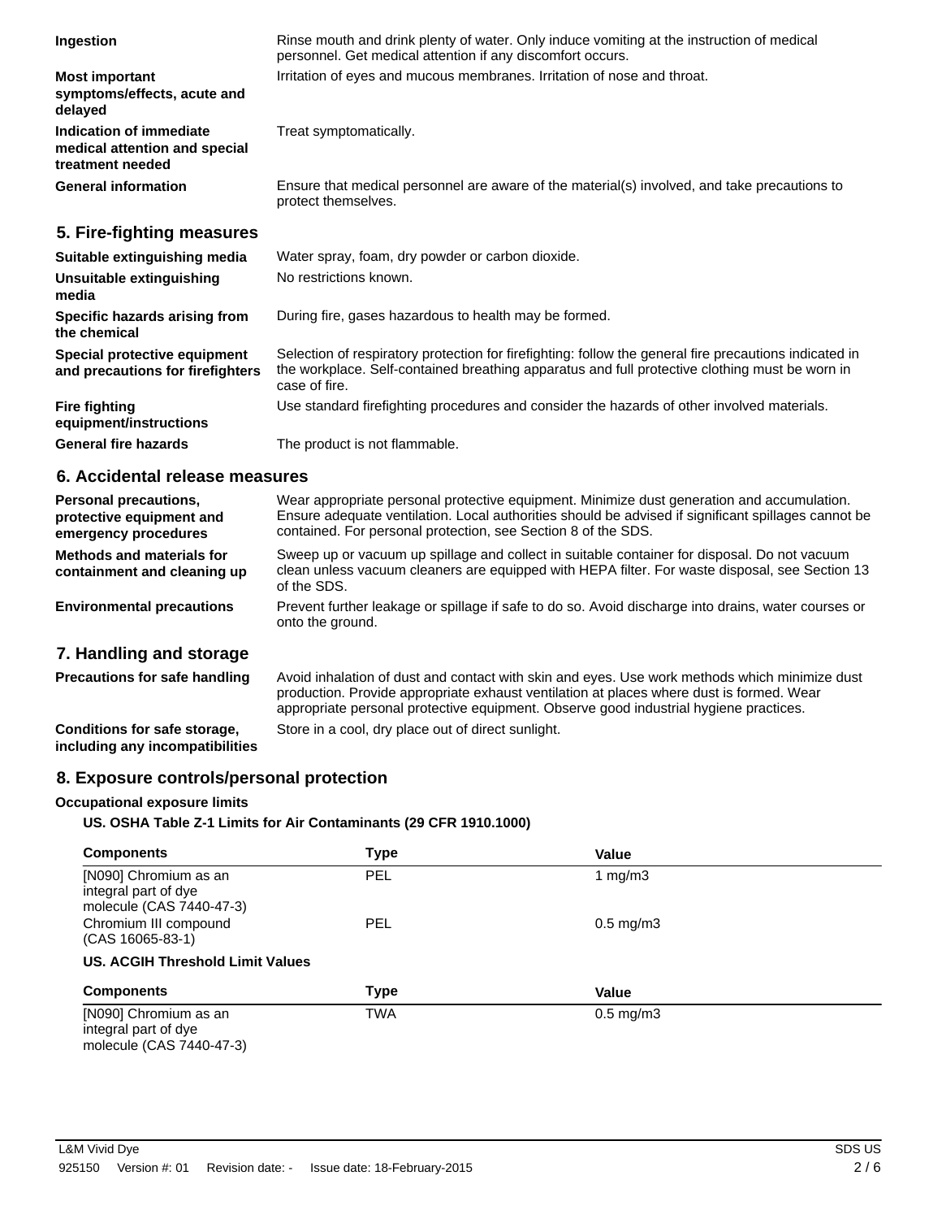**Ingestion** Rinse mouth and drink plenty of water. Only induce vomiting at the instruction of medical personnel. Get medical attention if any discomfort occurs.

**Most important symptoms/effects, acute and delayed** Irritation of eyes and mucous membranes. Irritation of nose and throat.

**Indication of immediate medical attention and special treatment needed** Treat symptomatically.

**General information** Ensure that medical personnel are aware of the material(s) involved, and take precautions to protect themselves.

## 5. Fire-fighting measures

**Suitable extinguishing media** Water spray, foam, dry powder or carbon dioxide.

**Unsuitable extinguishing media** No restrictions known.

**Specific hazards arising from the chemical** During fire, gases hazardous to health may be formed.

**Special protective equipment and precautions for firefighters** Selection of respiratory protection for firefighting: follow the general fire precautions indicated in the workplace. Self-contained breathing apparatus and full protective clothing must be worn in case of fire.

**Fire fighting equipment/instructions** Use standard firefighting procedures and consider the hazards of other involved materials.

**General fire hazards** The product is not flammable.

## 6. Accidental release measures

**Personal precautions, protective equipment and emergency procedures** Wear appropriate personal protective equipment. Minimize dust generation and accumulation. Ensure adequate ventilation. Local authorities should be advised if significant spillages cannot be contained. For personal protection, see Section 8 of the SDS.

**Methods and materials for containment and cleaning up** Sweep up or vacuum up spillage and collect in suitable container for disposal. Do not vacuum clean unless vacuum cleaners are equipped with HEPA filter. For waste disposal, see Section 13 of the SDS.

**Environmental precautions** Prevent further leakage or spillage if safe to do so. Avoid discharge into drains, water courses or onto the ground.

## 7. Handling and storage

**Precautions for safe handling** Avoid inhalation of dust and contact with skin and eyes. Use work methods which minimize dust production. Provide appropriate exhaust ventilation at places where dust is formed. Wear appropriate personal protective equipment. Observe good industrial hygiene practices.

**Conditions for safe storage, including any incompatibilities** Store in a cool, dry place out of direct sunlight.

## 8. Exposure controls/personal protection

**Occupational exposure limits**

**US. OSHA Table Z-1 Limits for Air Contaminants (29 CFR 1910.1000)**

| Components | Type | Value |
|---|---|---|
| [N090] Chromium as an integral part of dye molecule (CAS 7440-47-3) | PEL | 1 mg/m3 |
| Chromium III compound (CAS 16065-83-1) | PEL | 0.5 mg/m3 |

**US. ACGIH Threshold Limit Values**

| Components | Type | Value |
|---|---|---|
| [N090] Chromium as an integral part of dye molecule (CAS 7440-47-3) | TWA | 0.5 mg/m3 |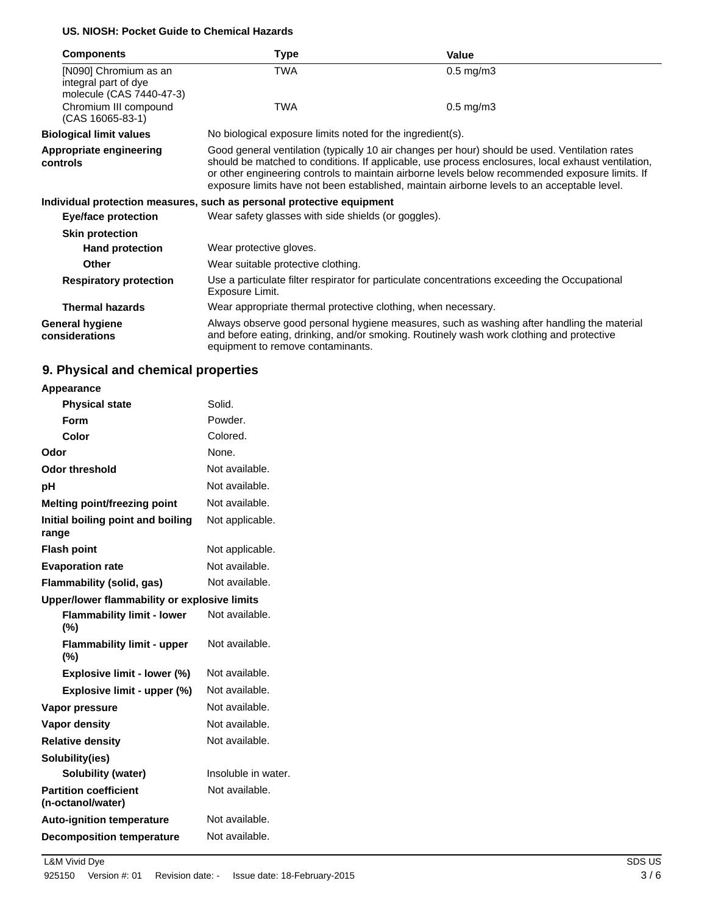**US. NIOSH: Pocket Guide to Chemical Hazards**

| Components | Type | Value |
|---|---|---|
| [N090] Chromium as an integral part of dye molecule (CAS 7440-47-3) | TWA | 0.5 mg/m3 |
| Chromium III compound (CAS 16065-83-1) | TWA | 0.5 mg/m3 |

**Biological limit values** No biological exposure limits noted for the ingredient(s).

**Appropriate engineering controls** Good general ventilation (typically 10 air changes per hour) should be used. Ventilation rates should be matched to conditions. If applicable, use process enclosures, local exhaust ventilation, or other engineering controls to maintain airborne levels below recommended exposure limits. If exposure limits have not been established, maintain airborne levels to an acceptable level.

**Individual protection measures, such as personal protective equipment**

**Eye/face protection** Wear safety glasses with side shields (or goggles).

**Skin protection**

**Hand protection** Wear protective gloves.

**Other** Wear suitable protective clothing.

**Respiratory protection** Use a particulate filter respirator for particulate concentrations exceeding the Occupational Exposure Limit.

**Thermal hazards** Wear appropriate thermal protective clothing, when necessary.

**General hygiene considerations** Always observe good personal hygiene measures, such as washing after handling the material and before eating, drinking, and/or smoking. Routinely wash work clothing and protective equipment to remove contaminants.

## 9. Physical and chemical properties

**Appearance**

| | |
|---|---|
| **Physical state** | Solid. |
| **Form** | Powder. |
| **Color** | Colored. |
| **Odor** | None. |
| **Odor threshold** | Not available. |
| **pH** | Not available. |
| **Melting point/freezing point** | Not available. |
| **Initial boiling point and boiling range** | Not applicable. |
| **Flash point** | Not applicable. |
| **Evaporation rate** | Not available. |
| **Flammability (solid, gas)** | Not available. |

**Upper/lower flammability or explosive limits**

| | |
|---|---|
| **Flammability limit - lower (%)** | Not available. |
| **Flammability limit - upper (%)** | Not available. |
| **Explosive limit - lower (%)** | Not available. |
| **Explosive limit - upper (%)** | Not available. |
| **Vapor pressure** | Not available. |
| **Vapor density** | Not available. |
| **Relative density** | Not available. |

**Solubility(ies)**

| | |
|---|---|
| **Solubility (water)** | Insoluble in water. |
| **Partition coefficient (n-octanol/water)** | Not available. |
| **Auto-ignition temperature** | Not available. |
| **Decomposition temperature** | Not available. |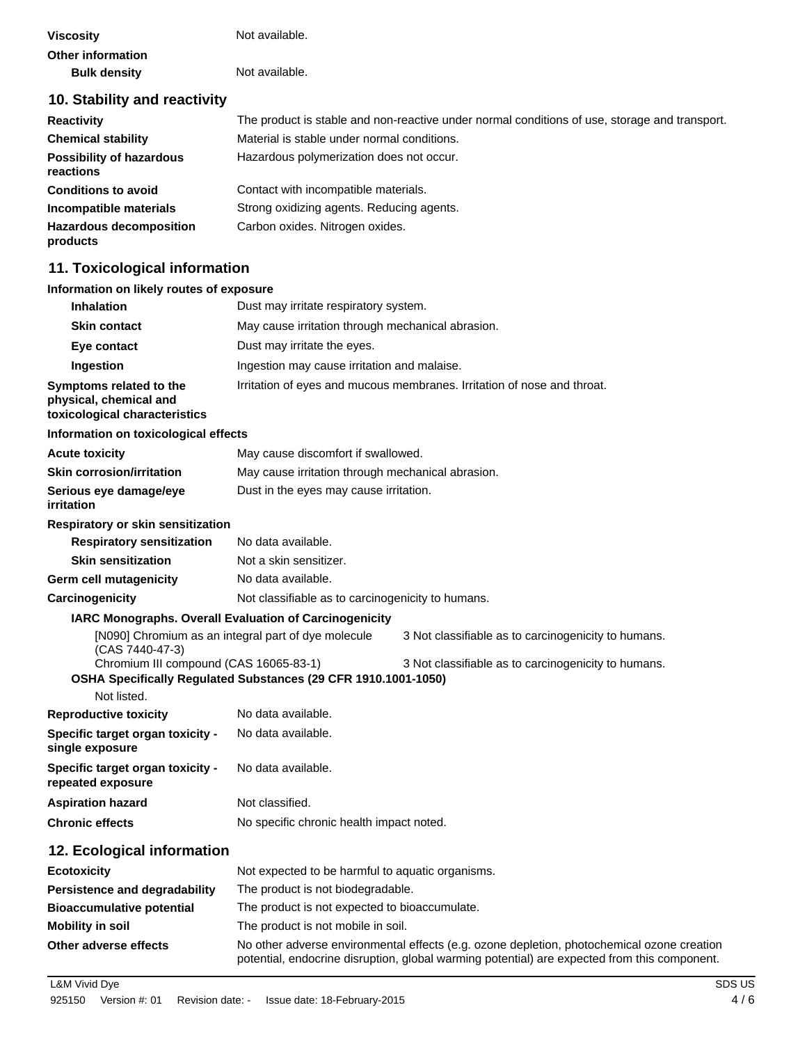**Viscosity** Not available.

**Other information**

**Bulk density** Not available.

## 10. Stability and reactivity

| | |
|---|---|
| **Reactivity** | The product is stable and non-reactive under normal conditions of use, storage and transport. |
| **Chemical stability** | Material is stable under normal conditions. |
| **Possibility of hazardous reactions** | Hazardous polymerization does not occur. |
| **Conditions to avoid** | Contact with incompatible materials. |
| **Incompatible materials** | Strong oxidizing agents. Reducing agents. |
| **Hazardous decomposition products** | Carbon oxides. Nitrogen oxides. |

## 11. Toxicological information

**Information on likely routes of exposure**

| | |
|---|---|
| **Inhalation** | Dust may irritate respiratory system. |
| **Skin contact** | May cause irritation through mechanical abrasion. |
| **Eye contact** | Dust may irritate the eyes. |
| **Ingestion** | Ingestion may cause irritation and malaise. |
| **Symptoms related to the physical, chemical and toxicological characteristics** | Irritation of eyes and mucous membranes. Irritation of nose and throat. |

**Information on toxicological effects**

| | |
|---|---|
| **Acute toxicity** | May cause discomfort if swallowed. |
| **Skin corrosion/irritation** | May cause irritation through mechanical abrasion. |
| **Serious eye damage/eye irritation** | Dust in the eyes may cause irritation. |

**Respiratory or skin sensitization**

| | |
|---|---|
| **Respiratory sensitization** | No data available. |
| **Skin sensitization** | Not a skin sensitizer. |
| **Germ cell mutagenicity** | No data available. |
| **Carcinogenicity** | Not classifiable as to carcinogenicity to humans. |

**IARC Monographs. Overall Evaluation of Carcinogenicity**

| | |
|---|---|
| [N090] Chromium as an integral part of dye molecule (CAS 7440-47-3) | 3 Not classifiable as to carcinogenicity to humans. |
| Chromium III compound (CAS 16065-83-1) | 3 Not classifiable as to carcinogenicity to humans. |

**OSHA Specifically Regulated Substances (29 CFR 1910.1001-1050)**

Not listed.

| | |
|---|---|
| **Reproductive toxicity** | No data available. |
| **Specific target organ toxicity - single exposure** | No data available. |
| **Specific target organ toxicity - repeated exposure** | No data available. |
| **Aspiration hazard** | Not classified. |
| **Chronic effects** | No specific chronic health impact noted. |

## 12. Ecological information

| | |
|---|---|
| **Ecotoxicity** | Not expected to be harmful to aquatic organisms. |
| **Persistence and degradability** | The product is not biodegradable. |
| **Bioaccumulative potential** | The product is not expected to bioaccumulate. |
| **Mobility in soil** | The product is not mobile in soil. |
| **Other adverse effects** | No other adverse environmental effects (e.g. ozone depletion, photochemical ozone creation potential, endocrine disruption, global warming potential) are expected from this component. |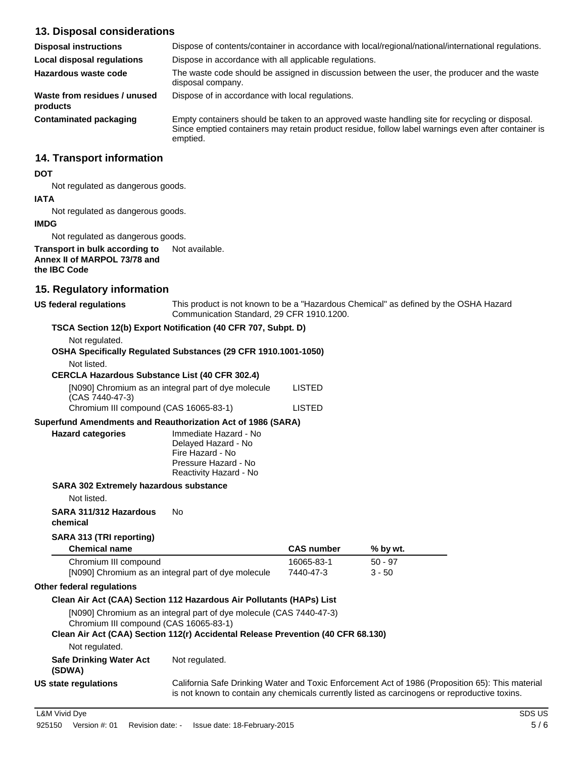## 13. Disposal considerations

| | |
|---|---|
| **Disposal instructions** | Dispose of contents/container in accordance with local/regional/national/international regulations. |
| **Local disposal regulations** | Dispose in accordance with all applicable regulations. |
| **Hazardous waste code** | The waste code should be assigned in discussion between the user, the producer and the waste disposal company. |
| **Waste from residues / unused products** | Dispose of in accordance with local regulations. |
| **Contaminated packaging** | Empty containers should be taken to an approved waste handling site for recycling or disposal. Since emptied containers may retain product residue, follow label warnings even after container is emptied. |

## 14. Transport information

**DOT**

Not regulated as dangerous goods.

**IATA**

Not regulated as dangerous goods.

**IMDG**

Not regulated as dangerous goods.

**Transport in bulk according to Annex II of MARPOL 73/78 and the IBC Code** Not available.

## 15. Regulatory information

**US federal regulations** This product is not known to be a "Hazardous Chemical" as defined by the OSHA Hazard Communication Standard, 29 CFR 1910.1200.

**TSCA Section 12(b) Export Notification (40 CFR 707, Subpt. D)**

Not regulated.

**OSHA Specifically Regulated Substances (29 CFR 1910.1001-1050)**

Not listed.

**CERCLA Hazardous Substance List (40 CFR 302.4)**

| | |
|---|---|
| [N090] Chromium as an integral part of dye molecule (CAS 7440-47-3) | LISTED |
| Chromium III compound (CAS 16065-83-1) | LISTED |

**Superfund Amendments and Reauthorization Act of 1986 (SARA)**

**Hazard categories**
Immediate Hazard - No
Delayed Hazard - No
Fire Hazard - No
Pressure Hazard - No
Reactivity Hazard - No

**SARA 302 Extremely hazardous substance**

Not listed.

**SARA 311/312 Hazardous chemical** No

**SARA 313 (TRI reporting)**

| Chemical name | CAS number | % by wt. |
|---|---|---|
| Chromium III compound | 16065-83-1 | 50 - 97 |
| [N090] Chromium as an integral part of dye molecule | 7440-47-3 | 3 - 50 |

**Other federal regulations**

**Clean Air Act (CAA) Section 112 Hazardous Air Pollutants (HAPs) List**

[N090] Chromium as an integral part of dye molecule (CAS 7440-47-3)
Chromium III compound (CAS 16065-83-1)

**Clean Air Act (CAA) Section 112(r) Accidental Release Prevention (40 CFR 68.130)**

Not regulated.

**Safe Drinking Water Act (SDWA)** Not regulated.

**US state regulations** California Safe Drinking Water and Toxic Enforcement Act of 1986 (Proposition 65): This material is not known to contain any chemicals currently listed as carcinogens or reproductive toxins.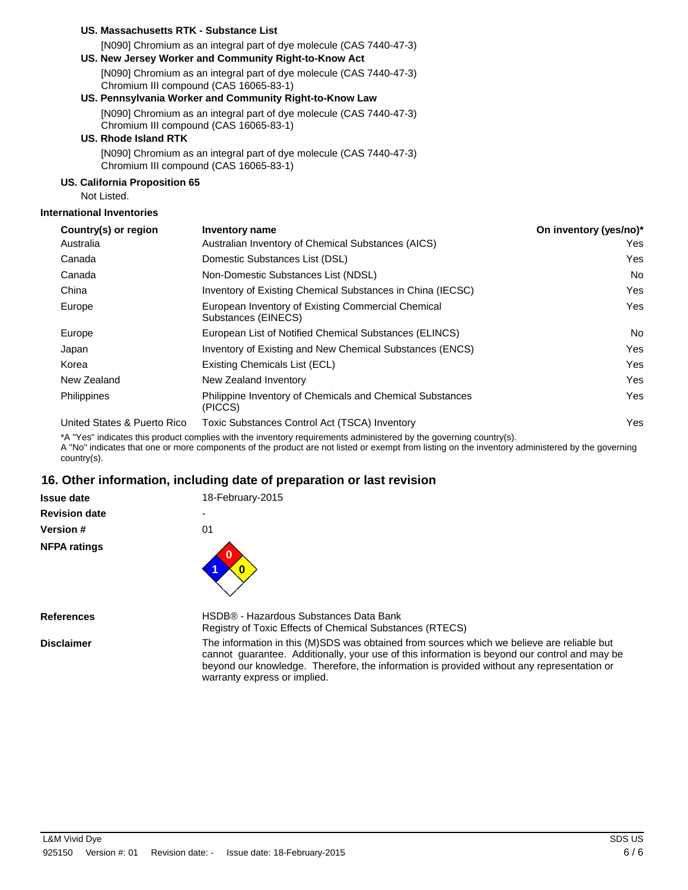**US. Massachusetts RTK - Substance List**

[N090] Chromium as an integral part of dye molecule (CAS 7440-47-3)

**US. New Jersey Worker and Community Right-to-Know Act**

[N090] Chromium as an integral part of dye molecule (CAS 7440-47-3)
Chromium III compound (CAS 16065-83-1)

**US. Pennsylvania Worker and Community Right-to-Know Law**

[N090] Chromium as an integral part of dye molecule (CAS 7440-47-3)
Chromium III compound (CAS 16065-83-1)

**US. Rhode Island RTK**

[N090] Chromium as an integral part of dye molecule (CAS 7440-47-3)
Chromium III compound (CAS 16065-83-1)

**US. California Proposition 65**

Not Listed.

**International Inventories**

| Country(s) or region | Inventory name | On inventory (yes/no)* |
|---|---|---|
| Australia | Australian Inventory of Chemical Substances (AICS) | Yes |
| Canada | Domestic Substances List (DSL) | Yes |
| Canada | Non-Domestic Substances List (NDSL) | No |
| China | Inventory of Existing Chemical Substances in China (IECSC) | Yes |
| Europe | European Inventory of Existing Commercial Chemical Substances (EINECS) | Yes |
| Europe | European List of Notified Chemical Substances (ELINCS) | No |
| Japan | Inventory of Existing and New Chemical Substances (ENCS) | Yes |
| Korea | Existing Chemicals List (ECL) | Yes |
| New Zealand | New Zealand Inventory | Yes |
| Philippines | Philippine Inventory of Chemicals and Chemical Substances (PICCS) | Yes |
| United States & Puerto Rico | Toxic Substances Control Act (TSCA) Inventory | Yes |

*A "Yes" indicates this product complies with the inventory requirements administered by the governing country(s).
A "No" indicates that one or more components of the product are not listed or exempt from listing on the inventory administered by the governing country(s).

## 16. Other information, including date of preparation or last revision

**Issue date** 18-February-2015

**Revision date** -

**Version #** 01

**NFPA ratings**

0
1 0

**References** HSDB® - Hazardous Substances Data Bank
Registry of Toxic Effects of Chemical Substances (RTECS)

**Disclaimer** The information in this (M)SDS was obtained from sources which we believe are reliable but cannot guarantee. Additionally, your use of this information is beyond our control and may be beyond our knowledge. Therefore, the information is provided without any representation or warranty express or implied.